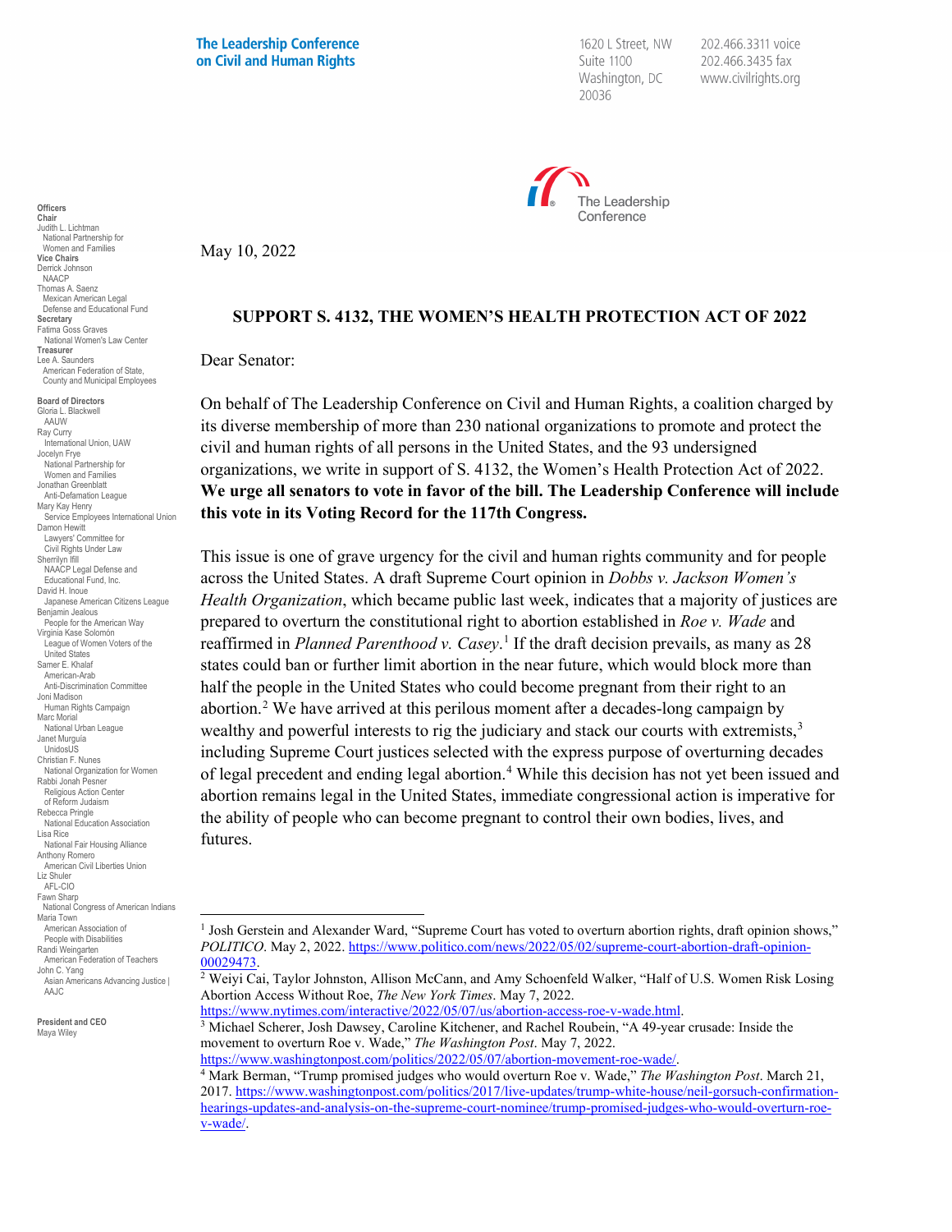The Leadership Conference on Civil and Human Rights

1620 L Street, NW
Suite 1100
Washington, DC
20036

202.466.3311 voice
202.466.3435 fax
www.civilrights.org

**Officers**
**Chair**
Judith L. Lichtman
National Partnership for Women and Families
**Vice Chairs**
Derrick Johnson
NAACP
Thomas A. Saenz
Mexican American Legal Defense and Educational Fund
**Secretary**
Fatima Goss Graves
National Women's Law Center
**Treasurer**
Lee A. Saunders
American Federation of State, County and Municipal Employees

**Board of Directors**
Gloria L. Blackwell
AAUW
Ray Curry
International Union, UAW
Jocelyn Frye
National Partnership for Women and Families
Jonathan Greenblatt
Anti-Defamation League
Mary Kay Henry
Service Employees International Union
Damon Hewitt
Lawyers' Committee for Civil Rights Under Law
Sherrilyn Ifill
NAACP Legal Defense and Educational Fund, Inc.
David H. Inoue
Japanese American Citizens League
Benjamin Jealous
People for the American Way
Virginia Kase Solomón
League of Women Voters of the United States
Samer E. Khalaf
American-Arab Anti-Discrimination Committee
Joni Madison
Human Rights Campaign
Marc Morial
National Urban League
Janet Murguía
UnidosUS
Christian F. Nunes
National Organization for Women
Rabbi Jonah Pesner
Religious Action Center of Reform Judaism
Rebecca Pringle
National Education Association
Lisa Rice
National Fair Housing Alliance
Anthony Romero
American Civil Liberties Union
Liz Shuler
AFL-CIO
Fawn Sharp
National Congress of American Indians
Maria Town
American Association of People with Disabilities
Randi Weingarten
American Federation of Teachers
John C. Yang
Asian Americans Advancing Justice | AAJC

**President and CEO**
Maya Wiley

May 10, 2022

**SUPPORT S. 4132, THE WOMEN'S HEALTH PROTECTION ACT OF 2022**

Dear Senator:

On behalf of The Leadership Conference on Civil and Human Rights, a coalition charged by its diverse membership of more than 230 national organizations to promote and protect the civil and human rights of all persons in the United States, and the 93 undersigned organizations, we write in support of S. 4132, the Women's Health Protection Act of 2022. **We urge all senators to vote in favor of the bill. The Leadership Conference will include this vote in its Voting Record for the 117th Congress.**

This issue is one of grave urgency for the civil and human rights community and for people across the United States. A draft Supreme Court opinion in *Dobbs v. Jackson Women's Health Organization*, which became public last week, indicates that a majority of justices are prepared to overturn the constitutional right to abortion established in *Roe v. Wade* and reaffirmed in *Planned Parenthood v. Casey*.[1] If the draft decision prevails, as many as 28 states could ban or further limit abortion in the near future, which would block more than half the people in the United States who could become pregnant from their right to an abortion.[2] We have arrived at this perilous moment after a decades-long campaign by wealthy and powerful interests to rig the judiciary and stack our courts with extremists,[3] including Supreme Court justices selected with the express purpose of overturning decades of legal precedent and ending legal abortion.[4] While this decision has not yet been issued and abortion remains legal in the United States, immediate congressional action is imperative for the ability of people who can become pregnant to control their own bodies, lives, and futures.

---

[1] Josh Gerstein and Alexander Ward, "Supreme Court has voted to overturn abortion rights, draft opinion shows," *POLITICO*. May 2, 2022. https://www.politico.com/news/2022/05/02/supreme-court-abortion-draft-opinion-00029473.

[2] Weiyi Cai, Taylor Johnston, Allison McCann, and Amy Schoenfeld Walker, "Half of U.S. Women Risk Losing Abortion Access Without Roe, *The New York Times*. May 7, 2022. https://www.nytimes.com/interactive/2022/05/07/us/abortion-access-roe-v-wade.html.

[3] Michael Scherer, Josh Dawsey, Caroline Kitchener, and Rachel Roubein, "A 49-year crusade: Inside the movement to overturn Roe v. Wade," *The Washington Post*. May 7, 2022. https://www.washingtonpost.com/politics/2022/05/07/abortion-movement-roe-wade/.

[4] Mark Berman, "Trump promised judges who would overturn Roe v. Wade," *The Washington Post*. March 21, 2017. https://www.washingtonpost.com/politics/2017/live-updates/trump-white-house/neil-gorsuch-confirmation-hearings-updates-and-analysis-on-the-supreme-court-nominee/trump-promised-judges-who-would-overturn-roe-v-wade/.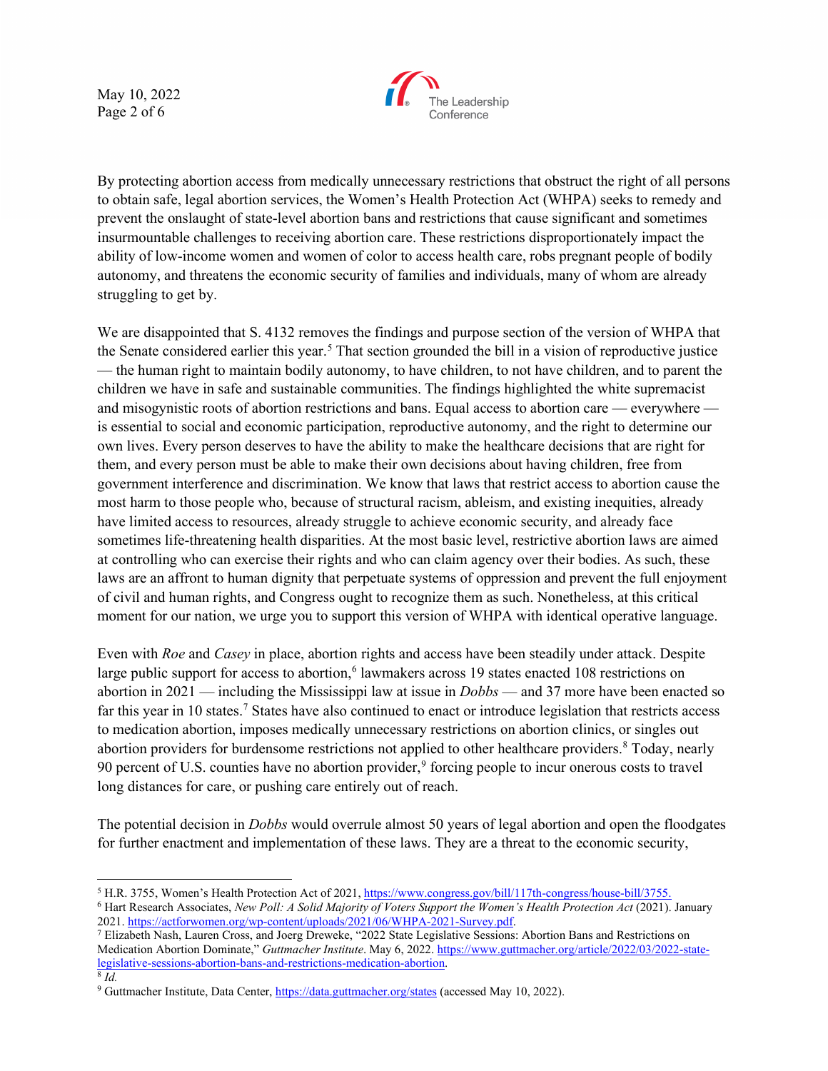By protecting abortion access from medically unnecessary restrictions that obstruct the right of all persons to obtain safe, legal abortion services, the Women's Health Protection Act (WHPA) seeks to remedy and prevent the onslaught of state-level abortion bans and restrictions that cause significant and sometimes insurmountable challenges to receiving abortion care. These restrictions disproportionately impact the ability of low-income women and women of color to access health care, robs pregnant people of bodily autonomy, and threatens the economic security of families and individuals, many of whom are already struggling to get by.

We are disappointed that S. 4132 removes the findings and purpose section of the version of WHPA that the Senate considered earlier this year.[5] That section grounded the bill in a vision of reproductive justice — the human right to maintain bodily autonomy, to have children, to not have children, and to parent the children we have in safe and sustainable communities. The findings highlighted the white supremacist and misogynistic roots of abortion restrictions and bans. Equal access to abortion care — everywhere — is essential to social and economic participation, reproductive autonomy, and the right to determine our own lives. Every person deserves to have the ability to make the healthcare decisions that are right for them, and every person must be able to make their own decisions about having children, free from government interference and discrimination. We know that laws that restrict access to abortion cause the most harm to those people who, because of structural racism, ableism, and existing inequities, already have limited access to resources, already struggle to achieve economic security, and already face sometimes life-threatening health disparities. At the most basic level, restrictive abortion laws are aimed at controlling who can exercise their rights and who can claim agency over their bodies. As such, these laws are an affront to human dignity that perpetuate systems of oppression and prevent the full enjoyment of civil and human rights, and Congress ought to recognize them as such. Nonetheless, at this critical moment for our nation, we urge you to support this version of WHPA with identical operative language.

Even with *Roe* and *Casey* in place, abortion rights and access have been steadily under attack. Despite large public support for access to abortion,[6] lawmakers across 19 states enacted 108 restrictions on abortion in 2021 — including the Mississippi law at issue in *Dobbs* — and 37 more have been enacted so far this year in 10 states.[7] States have also continued to enact or introduce legislation that restricts access to medication abortion, imposes medically unnecessary restrictions on abortion clinics, or singles out abortion providers for burdensome restrictions not applied to other healthcare providers.[8] Today, nearly 90 percent of U.S. counties have no abortion provider,[9] forcing people to incur onerous costs to travel long distances for care, or pushing care entirely out of reach.

The potential decision in *Dobbs* would overrule almost 50 years of legal abortion and open the floodgates for further enactment and implementation of these laws. They are a threat to the economic security,

---

[5] H.R. 3755, Women's Health Protection Act of 2021, https://www.congress.gov/bill/117th-congress/house-bill/3755.

[6] Hart Research Associates, *New Poll: A Solid Majority of Voters Support the Women's Health Protection Act* (2021). January 2021. https://actforwomen.org/wp-content/uploads/2021/06/WHPA-2021-Survey.pdf.

[7] Elizabeth Nash, Lauren Cross, and Joerg Dreweke, "2022 State Legislative Sessions: Abortion Bans and Restrictions on Medication Abortion Dominate," *Guttmacher Institute*. May 6, 2022. https://www.guttmacher.org/article/2022/03/2022-state-legislative-sessions-abortion-bans-and-restrictions-medication-abortion.

[8] *Id.*

[9] Guttmacher Institute, Data Center, https://data.guttmacher.org/states (accessed May 10, 2022).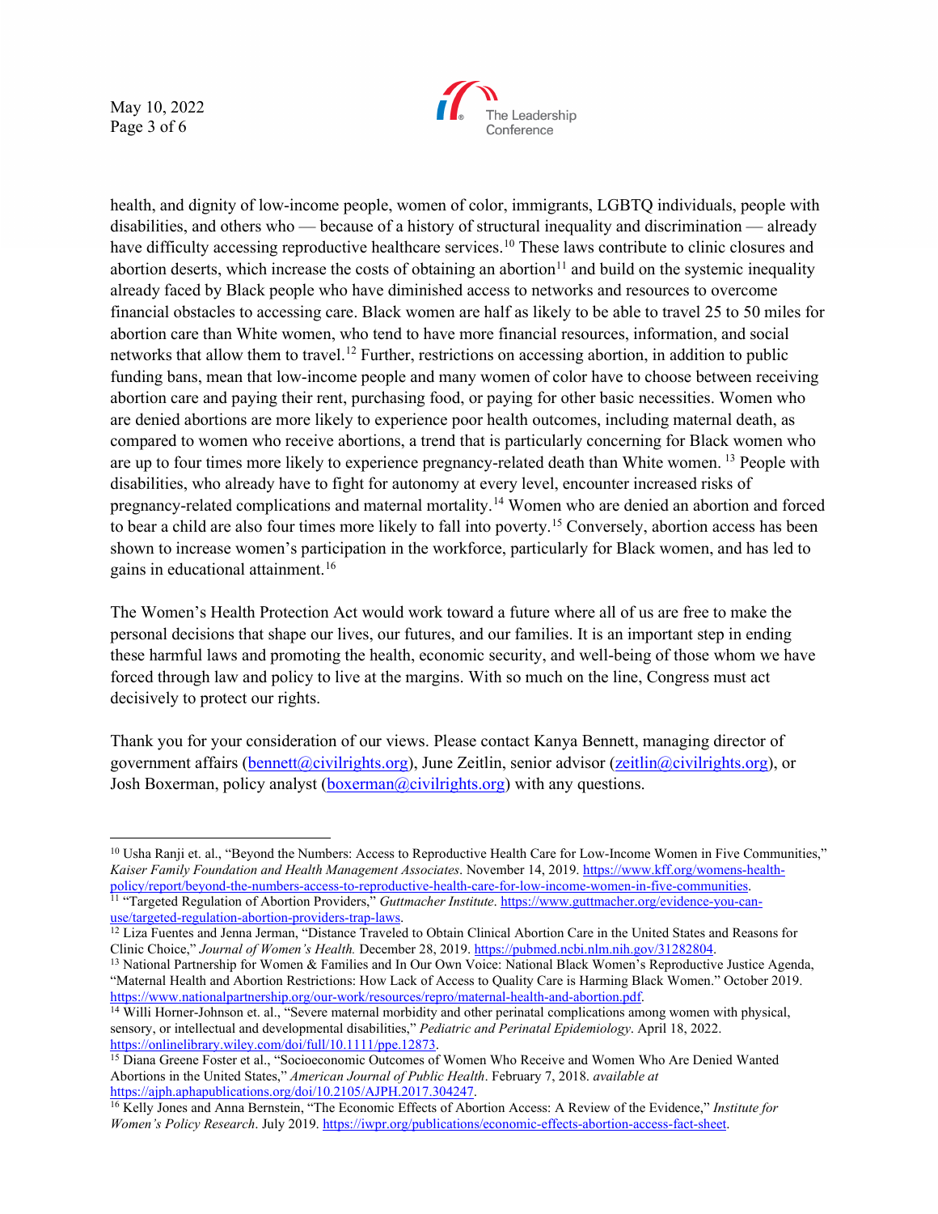health, and dignity of low-income people, women of color, immigrants, LGBTQ individuals, people with disabilities, and others who — because of a history of structural inequality and discrimination — already have difficulty accessing reproductive healthcare services.[10] These laws contribute to clinic closures and abortion deserts, which increase the costs of obtaining an abortion[11] and build on the systemic inequality already faced by Black people who have diminished access to networks and resources to overcome financial obstacles to accessing care. Black women are half as likely to be able to travel 25 to 50 miles for abortion care than White women, who tend to have more financial resources, information, and social networks that allow them to travel.[12] Further, restrictions on accessing abortion, in addition to public funding bans, mean that low-income people and many women of color have to choose between receiving abortion care and paying their rent, purchasing food, or paying for other basic necessities. Women who are denied abortions are more likely to experience poor health outcomes, including maternal death, as compared to women who receive abortions, a trend that is particularly concerning for Black women who are up to four times more likely to experience pregnancy-related death than White women. [13] People with disabilities, who already have to fight for autonomy at every level, encounter increased risks of pregnancy-related complications and maternal mortality.[14] Women who are denied an abortion and forced to bear a child are also four times more likely to fall into poverty.[15] Conversely, abortion access has been shown to increase women's participation in the workforce, particularly for Black women, and has led to gains in educational attainment.[16]

The Women's Health Protection Act would work toward a future where all of us are free to make the personal decisions that shape our lives, our futures, and our families. It is an important step in ending these harmful laws and promoting the health, economic security, and well-being of those whom we have forced through law and policy to live at the margins. With so much on the line, Congress must act decisively to protect our rights.

Thank you for your consideration of our views. Please contact Kanya Bennett, managing director of government affairs (bennett@civilrights.org), June Zeitlin, senior advisor (zeitlin@civilrights.org), or Josh Boxerman, policy analyst (boxerman@civilrights.org) with any questions.

---

[10] Usha Ranji et. al., "Beyond the Numbers: Access to Reproductive Health Care for Low-Income Women in Five Communities," *Kaiser Family Foundation and Health Management Associates*. November 14, 2019. https://www.kff.org/womens-health-policy/report/beyond-the-numbers-access-to-reproductive-health-care-for-low-income-women-in-five-communities.

[11] "Targeted Regulation of Abortion Providers," *Guttmacher Institute*. https://www.guttmacher.org/evidence-you-can-use/targeted-regulation-abortion-providers-trap-laws.

[12] Liza Fuentes and Jenna Jerman, "Distance Traveled to Obtain Clinical Abortion Care in the United States and Reasons for Clinic Choice," *Journal of Women's Health.* December 28, 2019. https://pubmed.ncbi.nlm.nih.gov/31282804.

[13] National Partnership for Women & Families and In Our Own Voice: National Black Women's Reproductive Justice Agenda, "Maternal Health and Abortion Restrictions: How Lack of Access to Quality Care is Harming Black Women." October 2019. https://www.nationalpartnership.org/our-work/resources/repro/maternal-health-and-abortion.pdf.

[14] Willi Horner-Johnson et. al., "Severe maternal morbidity and other perinatal complications among women with physical, sensory, or intellectual and developmental disabilities," *Pediatric and Perinatal Epidemiology*. April 18, 2022. https://onlinelibrary.wiley.com/doi/full/10.1111/ppe.12873.

[15] Diana Greene Foster et al., "Socioeconomic Outcomes of Women Who Receive and Women Who Are Denied Wanted Abortions in the United States," *American Journal of Public Health*. February 7, 2018. *available at* https://ajph.aphapublications.org/doi/10.2105/AJPH.2017.304247.

[16] Kelly Jones and Anna Bernstein, "The Economic Effects of Abortion Access: A Review of the Evidence," *Institute for Women's Policy Research*. July 2019. https://iwpr.org/publications/economic-effects-abortion-access-fact-sheet.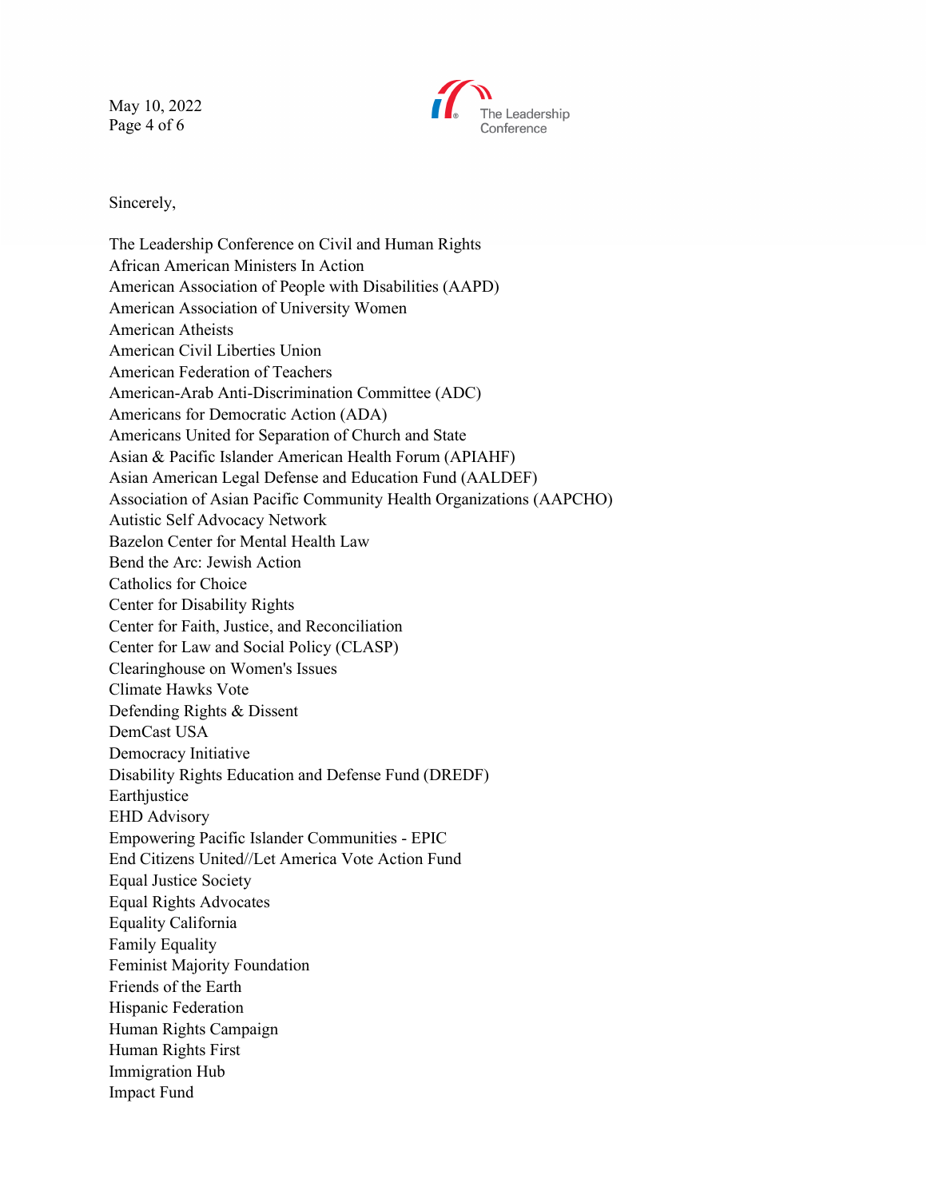Sincerely,

The Leadership Conference on Civil and Human Rights
African American Ministers In Action
American Association of People with Disabilities (AAPD)
American Association of University Women
American Atheists
American Civil Liberties Union
American Federation of Teachers
American-Arab Anti-Discrimination Committee (ADC)
Americans for Democratic Action (ADA)
Americans United for Separation of Church and State
Asian & Pacific Islander American Health Forum (APIAHF)
Asian American Legal Defense and Education Fund (AALDEF)
Association of Asian Pacific Community Health Organizations (AAPCHO)
Autistic Self Advocacy Network
Bazelon Center for Mental Health Law
Bend the Arc: Jewish Action
Catholics for Choice
Center for Disability Rights
Center for Faith, Justice, and Reconciliation
Center for Law and Social Policy (CLASP)
Clearinghouse on Women's Issues
Climate Hawks Vote
Defending Rights & Dissent
DemCast USA
Democracy Initiative
Disability Rights Education and Defense Fund (DREDF)
Earthjustice
EHD Advisory
Empowering Pacific Islander Communities - EPIC
End Citizens United//Let America Vote Action Fund
Equal Justice Society
Equal Rights Advocates
Equality California
Family Equality
Feminist Majority Foundation
Friends of the Earth
Hispanic Federation
Human Rights Campaign
Human Rights First
Immigration Hub
Impact Fund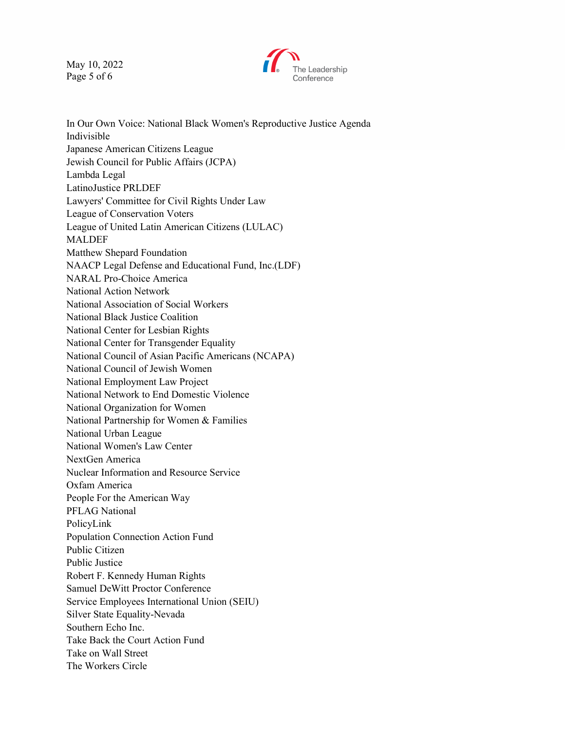In Our Own Voice: National Black Women's Reproductive Justice Agenda
Indivisible
Japanese American Citizens League
Jewish Council for Public Affairs (JCPA)
Lambda Legal
LatinoJustice PRLDEF
Lawyers' Committee for Civil Rights Under Law
League of Conservation Voters
League of United Latin American Citizens (LULAC)
MALDEF
Matthew Shepard Foundation
NAACP Legal Defense and Educational Fund, Inc.(LDF)
NARAL Pro-Choice America
National Action Network
National Association of Social Workers
National Black Justice Coalition
National Center for Lesbian Rights
National Center for Transgender Equality
National Council of Asian Pacific Americans (NCAPA)
National Council of Jewish Women
National Employment Law Project
National Network to End Domestic Violence
National Organization for Women
National Partnership for Women & Families
National Urban League
National Women's Law Center
NextGen America
Nuclear Information and Resource Service
Oxfam America
People For the American Way
PFLAG National
PolicyLink
Population Connection Action Fund
Public Citizen
Public Justice
Robert F. Kennedy Human Rights
Samuel DeWitt Proctor Conference
Service Employees International Union (SEIU)
Silver State Equality-Nevada
Southern Echo Inc.
Take Back the Court Action Fund
Take on Wall Street
The Workers Circle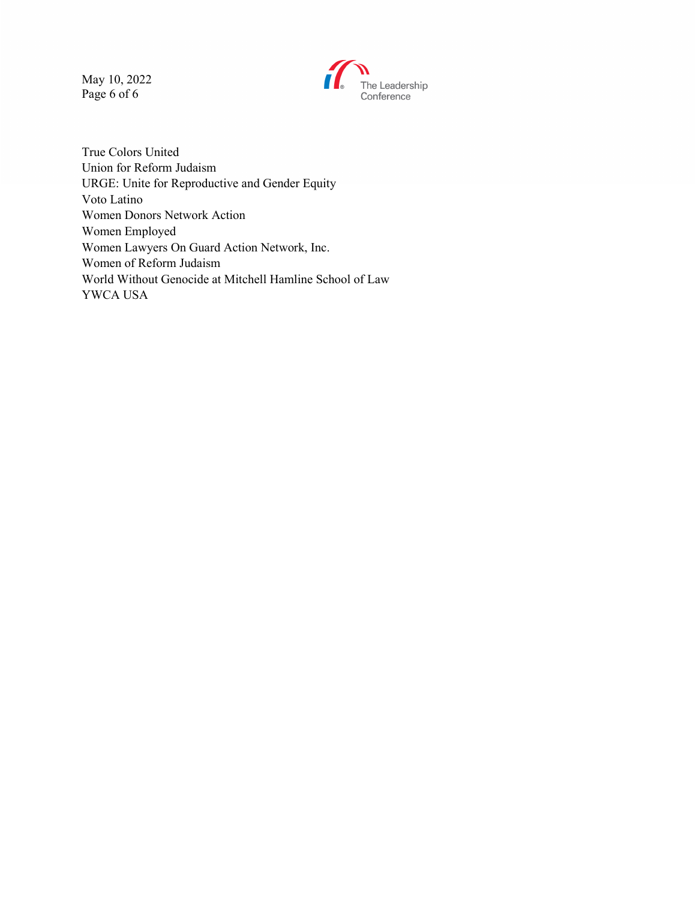True Colors United
Union for Reform Judaism
URGE: Unite for Reproductive and Gender Equity
Voto Latino
Women Donors Network Action
Women Employed
Women Lawyers On Guard Action Network, Inc.
Women of Reform Judaism
World Without Genocide at Mitchell Hamline School of Law
YWCA USA